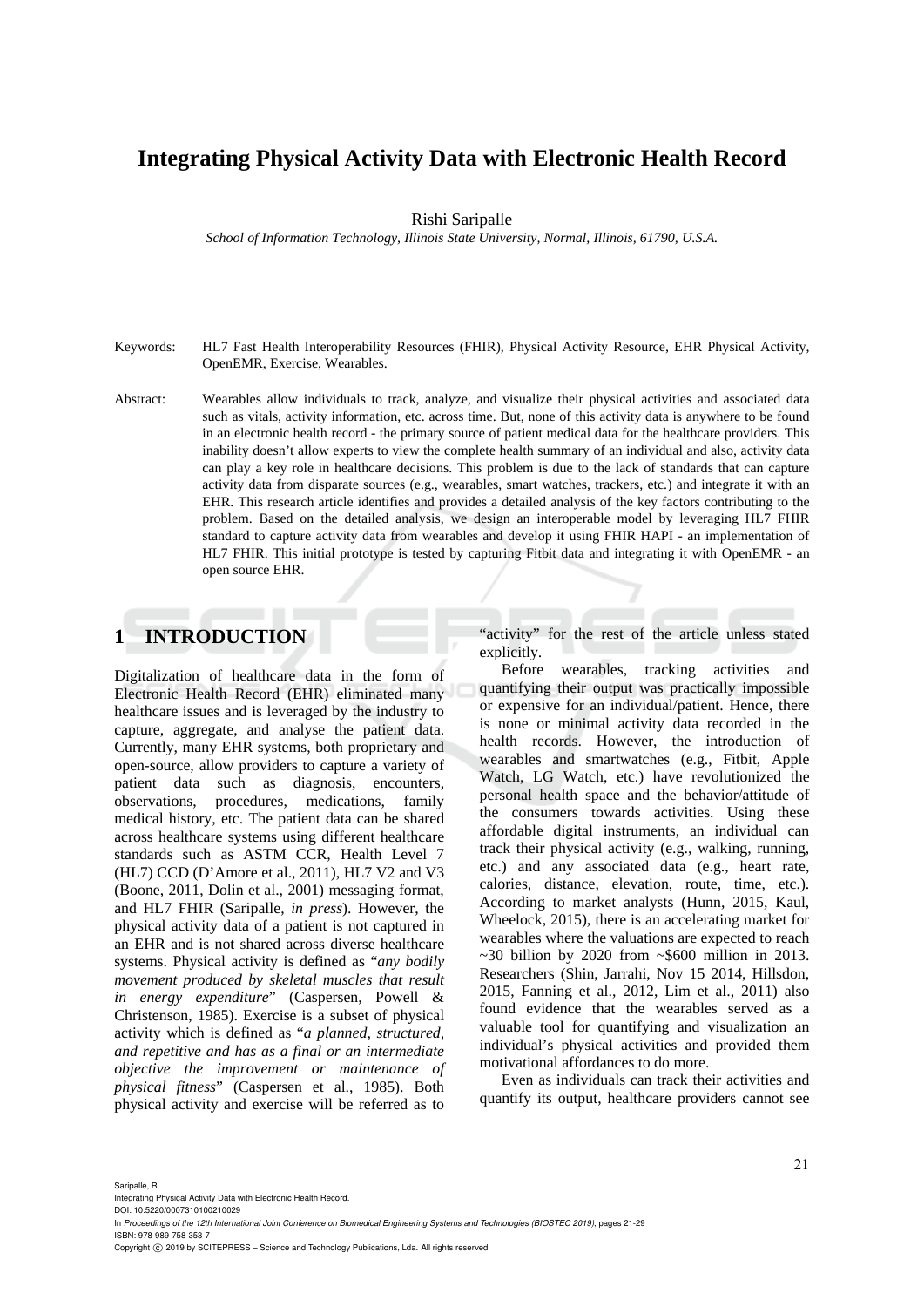# Integrating Physical Activity Data with Electronic Health Record

Rishi Saripalle

*School of Information Technology, Illinois State University, Normal, Illinois, 61790, U.S.A.*

Keywords: HL7 Fast Health Interoperability Resources (FHIR), Physical Activity Resource, EHR Physical Activity, OpenEMR, Exercise, Wearables.

Abstract: Wearables allow individuals to track, analyze, and visualize their physical activities and associated data such as vitals, activity information, etc. across time. But, none of this activity data is anywhere to be found in an electronic health record - the primary source of patient medical data for the healthcare providers. This inability doesn't allow experts to view the complete health summary of an individual and also, activity data can play a key role in healthcare decisions. This problem is due to the lack of standards that can capture activity data from disparate sources (e.g., wearables, smart watches, trackers, etc.) and integrate it with an EHR. This research article identifies and provides a detailed analysis of the key factors contributing to the problem. Based on the detailed analysis, we design an interoperable model by leveraging HL7 FHIR standard to capture activity data from wearables and develop it using FHIR HAPI - an implementation of HL7 FHIR. This initial prototype is tested by capturing Fitbit data and integrating it with OpenEMR - an open source EHR.

## 1 INTRODUCTION

Digitalization of healthcare data in the form of Electronic Health Record (EHR) eliminated many healthcare issues and is leveraged by the industry to capture, aggregate, and analyse the patient data. Currently, many EHR systems, both proprietary and open-source, allow providers to capture a variety of patient data such as diagnosis, encounters, observations, procedures, medications, family medical history, etc. The patient data can be shared across healthcare systems using different healthcare standards such as ASTM CCR, Health Level 7 (HL7) CCD (D'Amore et al., 2011), HL7 V2 and V3 (Boone, 2011, Dolin et al., 2001) messaging format, and HL7 FHIR (Saripalle, *in press*). However, the physical activity data of a patient is not captured in an EHR and is not shared across diverse healthcare systems. Physical activity is defined as "*any bodily movement produced by skeletal muscles that result in energy expenditure*" (Caspersen, Powell & Christenson, 1985). Exercise is a subset of physical activity which is defined as "*a planned, structured, and repetitive and has as a final or an intermediate objective the improvement or maintenance of physical fitness*" (Caspersen et al., 1985). Both physical activity and exercise will be referred as to "activity" for the rest of the article unless stated explicitly.

Before wearables, tracking activities and quantifying their output was practically impossible or expensive for an individual/patient. Hence, there is none or minimal activity data recorded in the health records. However, the introduction of wearables and smartwatches (e.g., Fitbit, Apple Watch, LG Watch, etc.) have revolutionized the personal health space and the behavior/attitude of the consumers towards activities. Using these affordable digital instruments, an individual can track their physical activity (e.g., walking, running, etc.) and any associated data (e.g., heart rate, calories, distance, elevation, route, time, etc.). According to market analysts (Hunn, 2015, Kaul, Wheelock, 2015), there is an accelerating market for wearables where the valuations are expected to reach ~30 billion by 2020 from ~$600 million in 2013. Researchers (Shin, Jarrahi, Nov 15 2014, Hillsdon, 2015, Fanning et al., 2012, Lim et al., 2011) also found evidence that the wearables served as a valuable tool for quantifying and visualization an individual's physical activities and provided them motivational affordances to do more.

Even as individuals can track their activities and quantify its output, healthcare providers cannot see

Saripalle, R.
Integrating Physical Activity Data with Electronic Health Record.
DOI: 10.5220/0007310100210029
In *Proceedings of the 12th International Joint Conference on Biomedical Engineering Systems and Technologies (BIOSTEC 2019)*, pages 21-29
ISBN: 978-989-758-353-7
Copyright © 2019 by SCITEPRESS – Science and Technology Publications, Lda. All rights reserved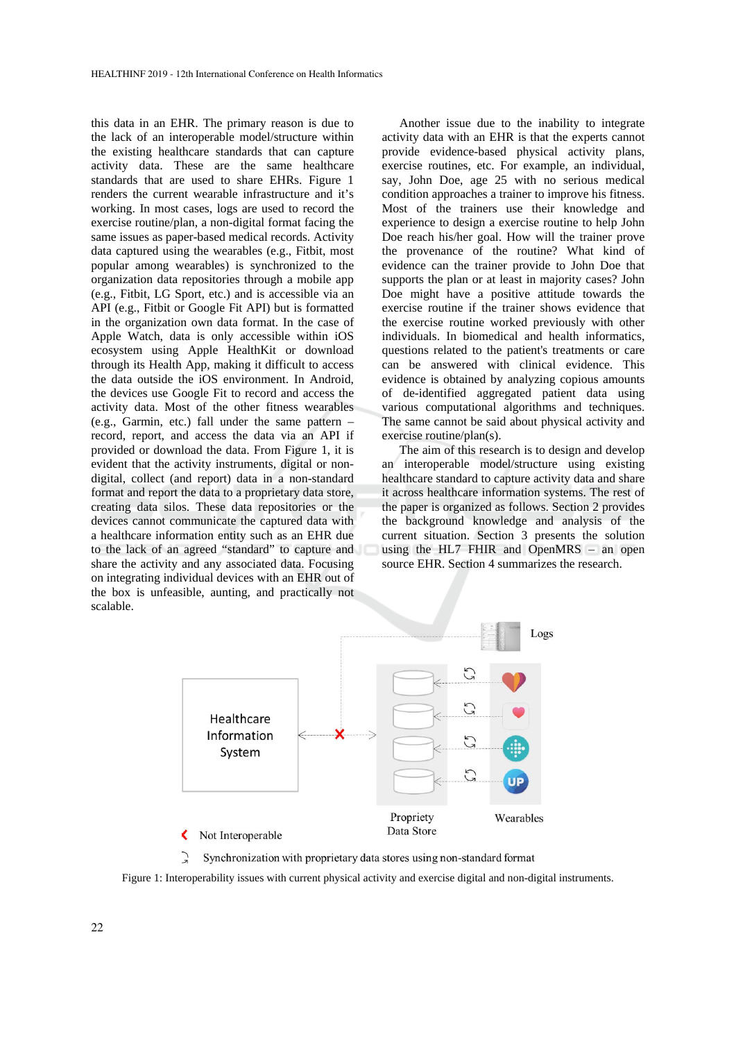this data in an EHR. The primary reason is due to the lack of an interoperable model/structure within the existing healthcare standards that can capture activity data. These are the same healthcare standards that are used to share EHRs. Figure 1 renders the current wearable infrastructure and it's working. In most cases, logs are used to record the exercise routine/plan, a non-digital format facing the same issues as paper-based medical records. Activity data captured using the wearables (e.g., Fitbit, most popular among wearables) is synchronized to the organization data repositories through a mobile app (e.g., Fitbit, LG Sport, etc.) and is accessible via an API (e.g., Fitbit or Google Fit API) but is formatted in the organization own data format. In the case of Apple Watch, data is only accessible within iOS ecosystem using Apple HealthKit or download through its Health App, making it difficult to access the data outside the iOS environment. In Android, the devices use Google Fit to record and access the activity data. Most of the other fitness wearables (e.g., Garmin, etc.) fall under the same pattern – record, report, and access the data via an API if provided or download the data. From Figure 1, it is evident that the activity instruments, digital or non-digital, collect (and report) data in a non-standard format and report the data to a proprietary data store, creating data silos. These data repositories or the devices cannot communicate the captured data with a healthcare information entity such as an EHR due to the lack of an agreed "standard" to capture and share the activity and any associated data. Focusing on integrating individual devices with an EHR out of the box is unfeasible, aunting, and practically not scalable.

Another issue due to the inability to integrate activity data with an EHR is that the experts cannot provide evidence-based physical activity plans, exercise routines, etc. For example, an individual, say, John Doe, age 25 with no serious medical condition approaches a trainer to improve his fitness. Most of the trainers use their knowledge and experience to design a exercise routine to help John Doe reach his/her goal. How will the trainer prove the provenance of the routine? What kind of evidence can the trainer provide to John Doe that supports the plan or at least in majority cases? John Doe might have a positive attitude towards the exercise routine if the trainer shows evidence that the exercise routine worked previously with other individuals. In biomedical and health informatics, questions related to the patient's treatments or care can be answered with clinical evidence. This evidence is obtained by analyzing copious amounts of de-identified aggregated patient data using various computational algorithms and techniques. The same cannot be said about physical activity and exercise routine/plan(s).

The aim of this research is to design and develop an interoperable model/structure using existing healthcare standard to capture activity data and share it across healthcare information systems. The rest of the paper is organized as follows. Section 2 provides the background knowledge and analysis of the current situation. Section 3 presents the solution using the HL7 FHIR and OpenMRS – an open source EHR. Section 4 summarizes the research.

Figure 1: Interoperability issues with current physical activity and exercise digital and non-digital instruments.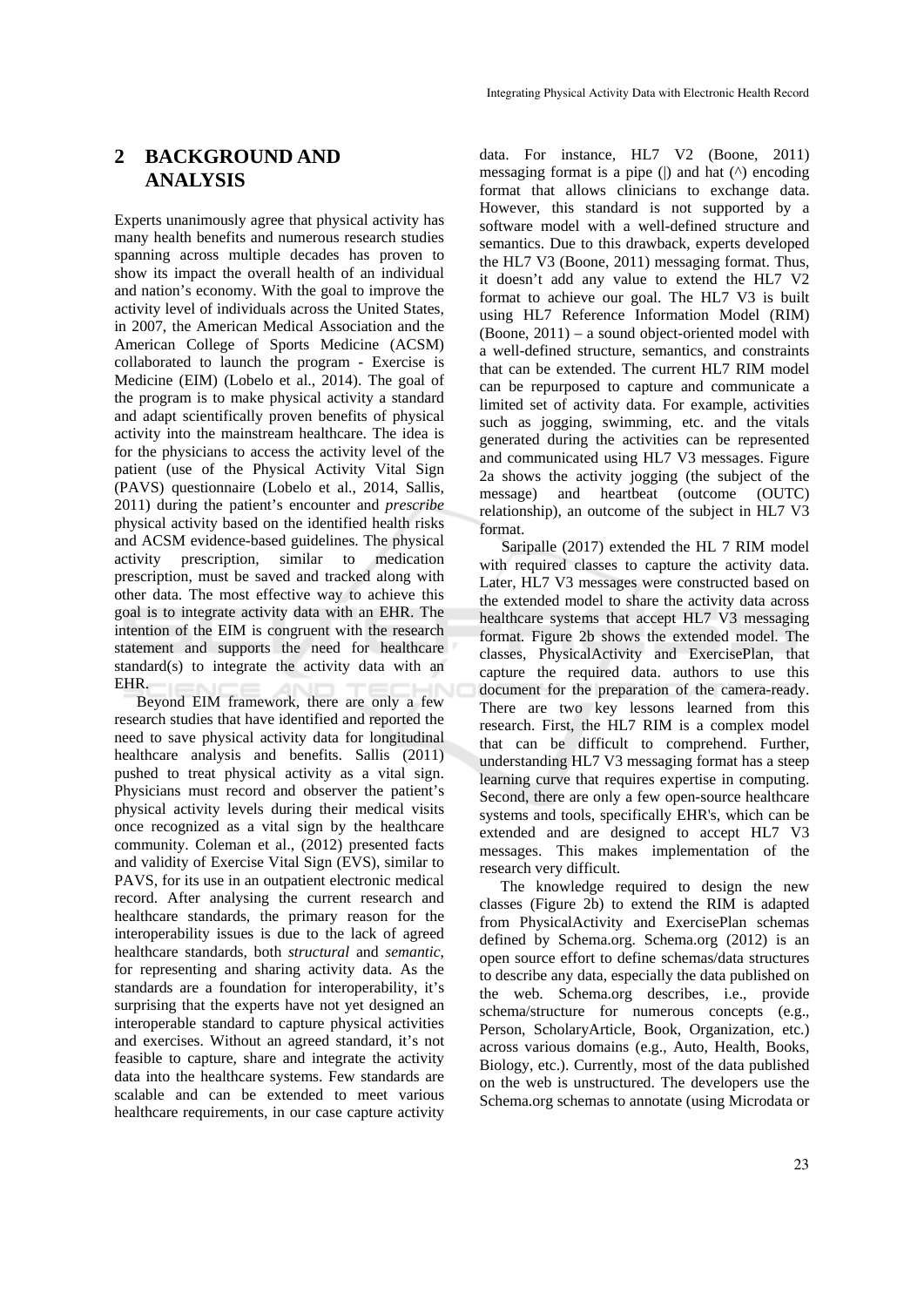## 2 BACKGROUND AND ANALYSIS

Experts unanimously agree that physical activity has many health benefits and numerous research studies spanning across multiple decades has proven to show its impact the overall health of an individual and nation's economy. With the goal to improve the activity level of individuals across the United States, in 2007, the American Medical Association and the American College of Sports Medicine (ACSM) collaborated to launch the program - Exercise is Medicine (EIM) (Lobelo et al., 2014). The goal of the program is to make physical activity a standard and adapt scientifically proven benefits of physical activity into the mainstream healthcare. The idea is for the physicians to access the activity level of the patient (use of the Physical Activity Vital Sign (PAVS) questionnaire (Lobelo et al., 2014, Sallis, 2011) during the patient's encounter and *prescribe* physical activity based on the identified health risks and ACSM evidence-based guidelines. The physical activity prescription, similar to medication prescription, must be saved and tracked along with other data. The most effective way to achieve this goal is to integrate activity data with an EHR. The intention of the EIM is congruent with the research statement and supports the need for healthcare standard(s) to integrate the activity data with an EHR.

Beyond EIM framework, there are only a few research studies that have identified and reported the need to save physical activity data for longitudinal healthcare analysis and benefits. Sallis (2011) pushed to treat physical activity as a vital sign. Physicians must record and observer the patient's physical activity levels during their medical visits once recognized as a vital sign by the healthcare community. Coleman et al., (2012) presented facts and validity of Exercise Vital Sign (EVS), similar to PAVS, for its use in an outpatient electronic medical record. After analysing the current research and healthcare standards, the primary reason for the interoperability issues is due to the lack of agreed healthcare standards, both *structural* and *semantic*, for representing and sharing activity data. As the standards are a foundation for interoperability, it's surprising that the experts have not yet designed an interoperable standard to capture physical activities and exercises. Without an agreed standard, it's not feasible to capture, share and integrate the activity data into the healthcare systems. Few standards are scalable and can be extended to meet various healthcare requirements, in our case capture activity data. For instance, HL7 V2 (Boone, 2011) messaging format is a pipe (|) and hat (^) encoding format that allows clinicians to exchange data. However, this standard is not supported by a software model with a well-defined structure and semantics. Due to this drawback, experts developed the HL7 V3 (Boone, 2011) messaging format. Thus, it doesn't add any value to extend the HL7 V2 format to achieve our goal. The HL7 V3 is built using HL7 Reference Information Model (RIM) (Boone, 2011) – a sound object-oriented model with a well-defined structure, semantics, and constraints that can be extended. The current HL7 RIM model can be repurposed to capture and communicate a limited set of activity data. For example, activities such as jogging, swimming, etc. and the vitals generated during the activities can be represented and communicated using HL7 V3 messages. Figure 2a shows the activity jogging (the subject of the message) and heartbeat (outcome (OUTC) relationship), an outcome of the subject in HL7 V3 format.

Saripalle (2017) extended the HL 7 RIM model with required classes to capture the activity data. Later, HL7 V3 messages were constructed based on the extended model to share the activity data across healthcare systems that accept HL7 V3 messaging format. Figure 2b shows the extended model. The classes, PhysicalActivity and ExercisePlan, that capture the required data. authors to use this document for the preparation of the camera-ready. There are two key lessons learned from this research. First, the HL7 RIM is a complex model that can be difficult to comprehend. Further, understanding HL7 V3 messaging format has a steep learning curve that requires expertise in computing. Second, there are only a few open-source healthcare systems and tools, specifically EHR's, which can be extended and are designed to accept HL7 V3 messages. This makes implementation of the research very difficult.

The knowledge required to design the new classes (Figure 2b) to extend the RIM is adapted from PhysicalActivity and ExercisePlan schemas defined by Schema.org. Schema.org (2012) is an open source effort to define schemas/data structures to describe any data, especially the data published on the web. Schema.org describes, i.e., provide schema/structure for numerous concepts (e.g., Person, ScholaryArticle, Book, Organization, etc.) across various domains (e.g., Auto, Health, Books, Biology, etc.). Currently, most of the data published on the web is unstructured. The developers use the Schema.org schemas to annotate (using Microdata or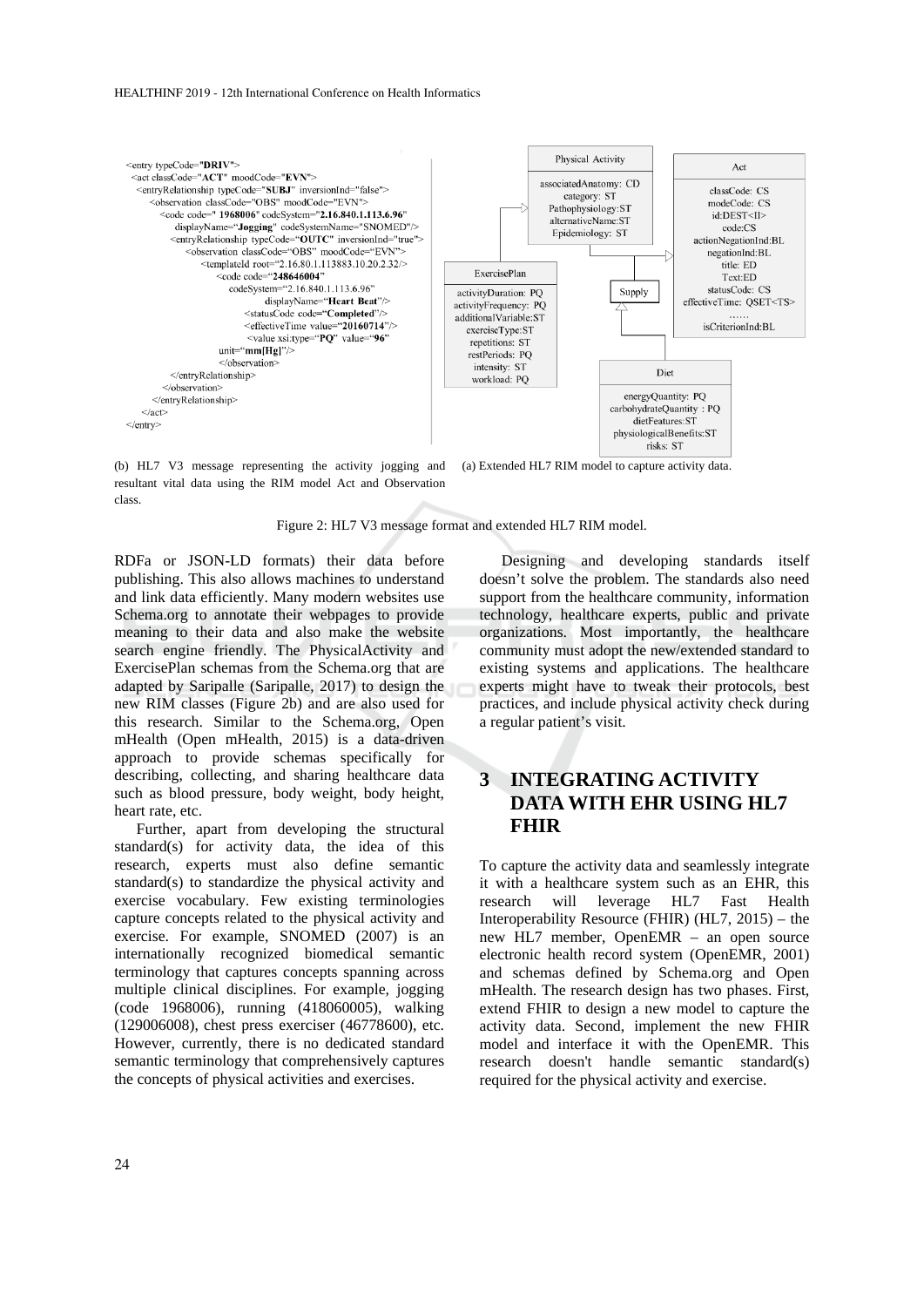```
<entry typeCode="DRIV">
 <act classCode="ACT" moodCode="EVN">
  <entryRelationship typeCode="SUBJ" inversionInd="false">
   <observation classCode="OBS" moodCode="EVN">
    <code code=" 1968006" codeSystem="2.16.840.1.113.6.96"
       displayName="Jogging" codeSystemName="SNOMED"/>
    <entryRelationship typeCode="OUTC" inversionInd="true">
     <observation classCode="OBS" moodCode="EVN">
      <templateId root="2.16.80.1.113883.10.20.2.32/>
       <code code="248646004"
          codeSystem="2.16.840.1.113.6.96"
              displayName="Heart Beat"/>
          <statusCode code="Completed"/>
          <effectiveTime value="20160714"/>
          <value xsi:type="PQ" value="96"
       unit="mm[Hg]"/>
       </observation>
    </entryRelationship>
   </observation>
  </entryRelationship>
 </act>
</entry>
```

(b) HL7 V3 message representing the activity jogging and resultant vital data using the RIM model Act and Observation class.

| Physical Activity |
|---|
| associatedAnatomy: CD<br>category: ST<br>Pathophysiology:ST<br>alternativeName:ST<br>Epidemiology: ST |

| Act |
|---|
| classCode: CS<br>modeCode: CS<br>id:DEST<II><br>code:CS<br>actionNegationInd:BL<br>negationInd:BL<br>title: ED<br>Text:ED<br>statusCode: CS<br>effectiveTime: QSET<TS><br>……<br>isCriterionInd:BL |

| ExercisePlan |
|---|
| activityDuration: PQ<br>activityFrequency: PQ<br>additionalVariable:ST<br>exerciseType:ST<br>repetitions: ST<br>restPeriods: PQ<br>intensity: ST<br>workload: PQ |

| Supply |
|---|

| Diet |
|---|
| energyQuantity: PQ<br>carbohydrateQuantity : PQ<br>dietFeatures:ST<br>physiologicalBenefits:ST<br>risks: ST |

(a) Extended HL7 RIM model to capture activity data.

Figure 2: HL7 V3 message format and extended HL7 RIM model.

RDFa or JSON-LD formats) their data before publishing. This also allows machines to understand and link data efficiently. Many modern websites use Schema.org to annotate their webpages to provide meaning to their data and also make the website search engine friendly. The PhysicalActivity and ExercisePlan schemas from the Schema.org that are adapted by Saripalle (Saripalle, 2017) to design the new RIM classes (Figure 2b) and are also used for this research. Similar to the Schema.org, Open mHealth (Open mHealth, 2015) is a data-driven approach to provide schemas specifically for describing, collecting, and sharing healthcare data such as blood pressure, body weight, body height, heart rate, etc.

Further, apart from developing the structural standard(s) for activity data, the idea of this research, experts must also define semantic standard(s) to standardize the physical activity and exercise vocabulary. Few existing terminologies capture concepts related to the physical activity and exercise. For example, SNOMED (2007) is an internationally recognized biomedical semantic terminology that captures concepts spanning across multiple clinical disciplines. For example, jogging (code 1968006), running (418060005), walking (129006008), chest press exerciser (46778600), etc. However, currently, there is no dedicated standard semantic terminology that comprehensively captures the concepts of physical activities and exercises.

Designing and developing standards itself doesn't solve the problem. The standards also need support from the healthcare community, information technology, healthcare experts, public and private organizations. Most importantly, the healthcare community must adopt the new/extended standard to existing systems and applications. The healthcare experts might have to tweak their protocols, best practices, and include physical activity check during a regular patient's visit.

# 3 INTEGRATING ACTIVITY DATA WITH EHR USING HL7 FHIR

To capture the activity data and seamlessly integrate it with a healthcare system such as an EHR, this research will leverage HL7 Fast Health Interoperability Resource (FHIR) (HL7, 2015) – the new HL7 member, OpenEMR – an open source electronic health record system (OpenEMR, 2001) and schemas defined by Schema.org and Open mHealth. The research design has two phases. First, extend FHIR to design a new model to capture the activity data. Second, implement the new FHIR model and interface it with the OpenEMR. This research doesn't handle semantic standard(s) required for the physical activity and exercise.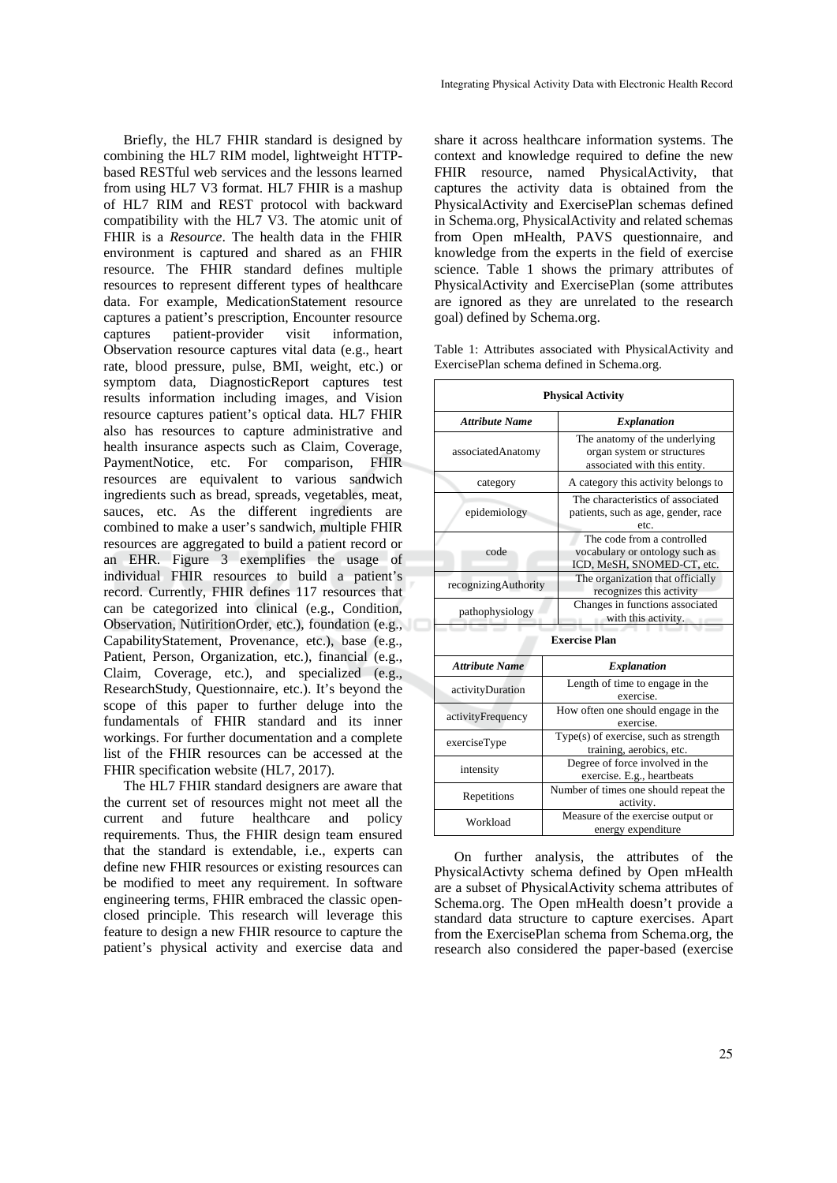Briefly, the HL7 FHIR standard is designed by combining the HL7 RIM model, lightweight HTTP-based RESTful web services and the lessons learned from using HL7 V3 format. HL7 FHIR is a mashup of HL7 RIM and REST protocol with backward compatibility with the HL7 V3. The atomic unit of FHIR is a *Resource*. The health data in the FHIR environment is captured and shared as an FHIR resource. The FHIR standard defines multiple resources to represent different types of healthcare data. For example, MedicationStatement resource captures a patient's prescription, Encounter resource captures patient-provider visit information, Observation resource captures vital data (e.g., heart rate, blood pressure, pulse, BMI, weight, etc.) or symptom data, DiagnosticReport captures test results information including images, and Vision resource captures patient's optical data. HL7 FHIR also has resources to capture administrative and health insurance aspects such as Claim, Coverage, PaymentNotice, etc. For comparison, FHIR resources are equivalent to various sandwich ingredients such as bread, spreads, vegetables, meat, sauces, etc. As the different ingredients are combined to make a user's sandwich, multiple FHIR resources are aggregated to build a patient record or an EHR. Figure 3 exemplifies the usage of individual FHIR resources to build a patient's record. Currently, FHIR defines 117 resources that can be categorized into clinical (e.g., Condition, Observation, NutiritionOrder, etc.), foundation (e.g., CapabilityStatement, Provenance, etc.), base (e.g., Patient, Person, Organization, etc.), financial (e.g., Claim, Coverage, etc.), and specialized (e.g., ResearchStudy, Questionnaire, etc.). It's beyond the scope of this paper to further deluge into the fundamentals of FHIR standard and its inner workings. For further documentation and a complete list of the FHIR resources can be accessed at the FHIR specification website (HL7, 2017).

The HL7 FHIR standard designers are aware that the current set of resources might not meet all the current and future healthcare and policy requirements. Thus, the FHIR design team ensured that the standard is extendable, i.e., experts can define new FHIR resources or existing resources can be modified to meet any requirement. In software engineering terms, FHIR embraced the classic open-closed principle. This research will leverage this feature to design a new FHIR resource to capture the patient's physical activity and exercise data and share it across healthcare information systems. The context and knowledge required to define the new FHIR resource, named PhysicalActivity, that captures the activity data is obtained from the PhysicalActivity and ExercisePlan schemas defined in Schema.org, PhysicalActivity and related schemas from Open mHealth, PAVS questionnaire, and knowledge from the experts in the field of exercise science. Table 1 shows the primary attributes of PhysicalActivity and ExercisePlan (some attributes are ignored as they are unrelated to the research goal) defined by Schema.org.

Table 1: Attributes associated with PhysicalActivity and ExercisePlan schema defined in Schema.org.

| **Physical Activity** | |
|---|---|
| ***Attribute Name*** | ***Explanation*** |
| associatedAnatomy | The anatomy of the underlying organ system or structures associated with this entity. |
| category | A category this activity belongs to |
| epidemiology | The characteristics of associated patients, such as age, gender, race etc. |
| code | The code from a controlled vocabulary or ontology such as ICD, MeSH, SNOMED-CT, etc. |
| recognizingAuthority | The organization that officially recognizes this activity |
| pathophysiology | Changes in functions associated with this activity. |
| **Exercise Plan** | |
| ***Attribute Name*** | ***Explanation*** |
| activityDuration | Length of time to engage in the exercise. |
| activityFrequency | How often one should engage in the exercise. |
| exerciseType | Type(s) of exercise, such as strength training, aerobics, etc. |
| intensity | Degree of force involved in the exercise. E.g., heartbeats |
| Repetitions | Number of times one should repeat the activity. |
| Workload | Measure of the exercise output or energy expenditure |

On further analysis, the attributes of the PhysicalActivty schema defined by Open mHealth are a subset of PhysicalActivity schema attributes of Schema.org. The Open mHealth doesn't provide a standard data structure to capture exercises. Apart from the ExercisePlan schema from Schema.org, the research also considered the paper-based (exercise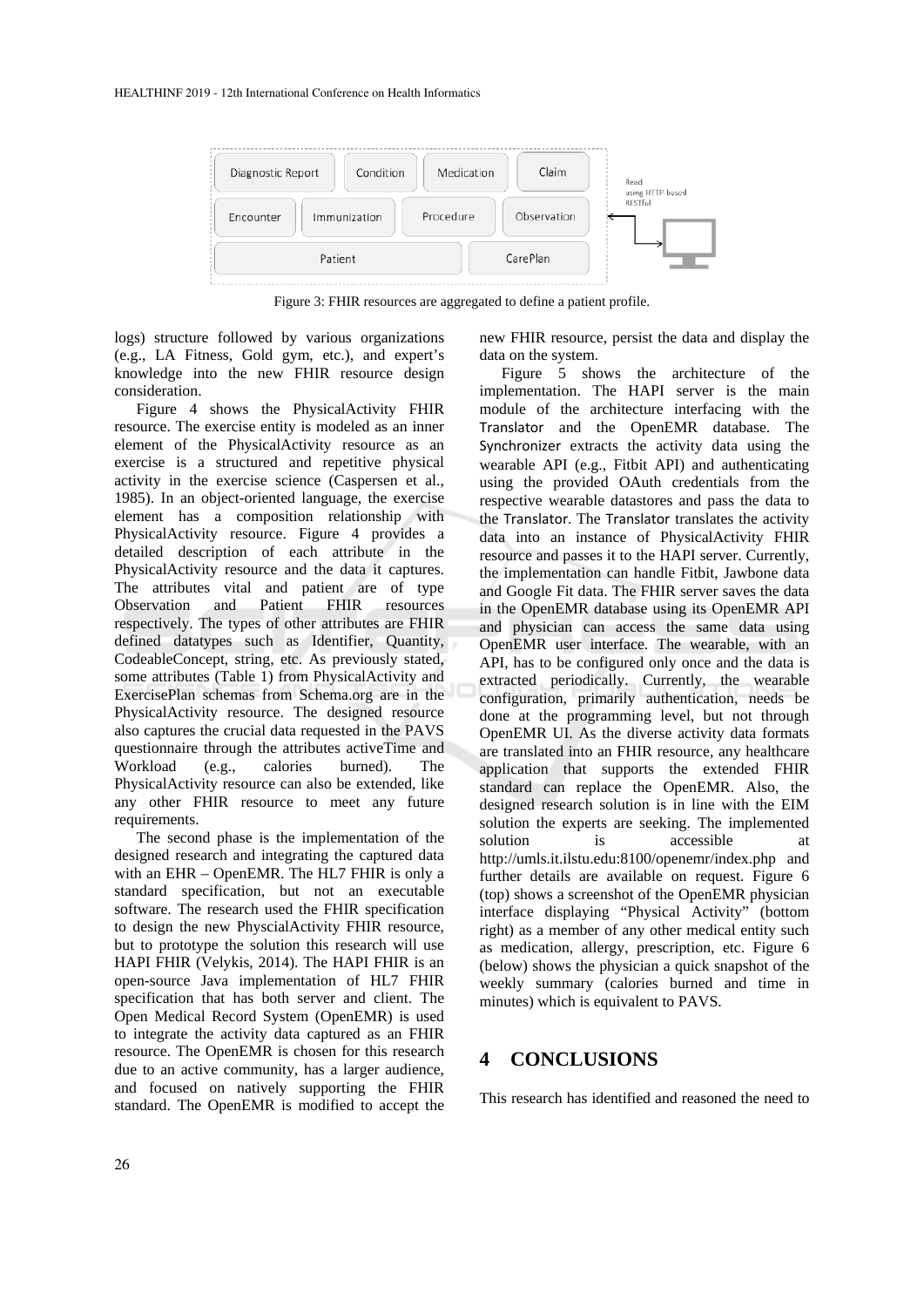Figure 3: FHIR resources are aggregated to define a patient profile.

logs) structure followed by various organizations (e.g., LA Fitness, Gold gym, etc.), and expert's knowledge into the new FHIR resource design consideration.

Figure 4 shows the PhysicalActivity FHIR resource. The exercise entity is modeled as an inner element of the PhysicalActivity resource as an exercise is a structured and repetitive physical activity in the exercise science (Caspersen et al., 1985). In an object-oriented language, the exercise element has a composition relationship with PhysicalActivity resource. Figure 4 provides a detailed description of each attribute in the PhysicalActivity resource and the data it captures. The attributes vital and patient are of type Observation and Patient FHIR resources respectively. The types of other attributes are FHIR defined datatypes such as Identifier, Quantity, CodeableConcept, string, etc. As previously stated, some attributes (Table 1) from PhysicalActivity and ExercisePlan schemas from Schema.org are in the PhysicalActivity resource. The designed resource also captures the crucial data requested in the PAVS questionnaire through the attributes activeTime and Workload (e.g., calories burned). The PhysicalActivity resource can also be extended, like any other FHIR resource to meet any future requirements.

The second phase is the implementation of the designed research and integrating the captured data with an EHR – OpenEMR. The HL7 FHIR is only a standard specification, but not an executable software. The research used the FHIR specification to design the new PhyscialActivity FHIR resource, but to prototype the solution this research will use HAPI FHIR (Velykis, 2014). The HAPI FHIR is an open-source Java implementation of HL7 FHIR specification that has both server and client. The Open Medical Record System (OpenEMR) is used to integrate the activity data captured as an FHIR resource. The OpenEMR is chosen for this research due to an active community, has a larger audience, and focused on natively supporting the FHIR standard. The OpenEMR is modified to accept the new FHIR resource, persist the data and display the data on the system.

Figure 5 shows the architecture of the implementation. The HAPI server is the main module of the architecture interfacing with the Translator and the OpenEMR database. The Synchronizer extracts the activity data using the wearable API (e.g., Fitbit API) and authenticating using the provided OAuth credentials from the respective wearable datastores and pass the data to the Translator. The Translator translates the activity data into an instance of PhysicalActivity FHIR resource and passes it to the HAPI server. Currently, the implementation can handle Fitbit, Jawbone data and Google Fit data. The FHIR server saves the data in the OpenEMR database using its OpenEMR API and physician can access the same data using OpenEMR user interface. The wearable, with an API, has to be configured only once and the data is extracted periodically. Currently, the wearable configuration, primarily authentication, needs be done at the programming level, but not through OpenEMR UI. As the diverse activity data formats are translated into an FHIR resource, any healthcare application that supports the extended FHIR standard can replace the OpenEMR. Also, the designed research solution is in line with the EIM solution the experts are seeking. The implemented solution is accessible at http://umls.it.ilstu.edu:8100/openemr/index.php and further details are available on request. Figure 6 (top) shows a screenshot of the OpenEMR physician interface displaying "Physical Activity" (bottom right) as a member of any other medical entity such as medication, allergy, prescription, etc. Figure 6 (below) shows the physician a quick snapshot of the weekly summary (calories burned and time in minutes) which is equivalent to PAVS.

## 4 CONCLUSIONS

This research has identified and reasoned the need to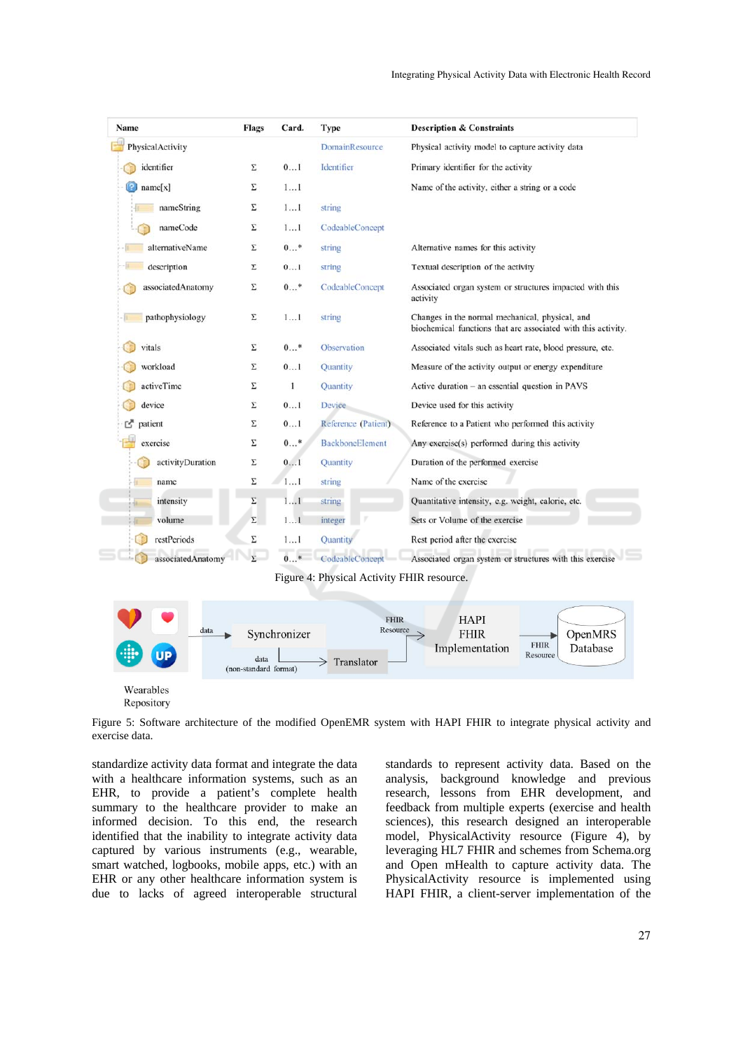| Name | Flags | Card. | Type | Description & Constraints |
|---|---|---|---|---|
| PhysicalActivity | | | DomainResource | Physical activity model to capture activity data |
| identifier | Σ | 0…1 | Identifier | Primary identifier for the activity |
| name[x] | Σ | 1…1 | | Name of the activity, either a string or a code |
| nameString | Σ | 1…1 | string | |
| nameCode | Σ | 1…1 | CodeableConcept | |
| alternativeName | Σ | 0…* | string | Alternative names for this activity |
| description | Σ | 0…1 | string | Textual description of the activity |
| associatedAnatomy | Σ | 0…* | CodeableConcept | Associated organ system or structures impacted with this activity |
| pathophysiology | Σ | 1…1 | string | Changes in the normal mechanical, physical, and biochemical functions that are associated with this activity. |
| vitals | Σ | 0…* | Observation | Associated vitals such as heart rate, blood pressure, etc. |
| workload | Σ | 0…1 | Quantity | Measure of the activity output or energy expenditure |
| activeTime | Σ | 1 | Quantity | Active duration – an essential question in PAVS |
| device | Σ | 0…1 | Device | Device used for this activity |
| patient | Σ | 0…1 | Reference (Patient) | Reference to a Patient who performed this activity |
| exercise | Σ | 0…* | BackboneElement | Any exercise(s) performed during this activity |
| activityDuration | Σ | 0…1 | Quantity | Duration of the performed exercise |
| name | Σ | 1…1 | string | Name of the exercise |
| intensity | Σ | 1…1 | string | Quantitative intensity, e.g. weight, calorie, etc. |
| volume | Σ | 1…1 | integer | Sets or Volume of the exercise |
| restPeriods | Σ | 1…1 | Quantity | Rest period after the exercise |
| associatedAnatomy | Σ | 0…* | CodeableConcept | Associated organ system or structures with this exercise |

Figure 4: Physical Activity FHIR resource.

Figure 5: Software architecture of the modified OpenEMR system with HAPI FHIR to integrate physical activity and exercise data.

standardize activity data format and integrate the data with a healthcare information systems, such as an EHR, to provide a patient's complete health summary to the healthcare provider to make an informed decision. To this end, the research identified that the inability to integrate activity data captured by various instruments (e.g., wearable, smart watched, logbooks, mobile apps, etc.) with an EHR or any other healthcare information system is due to lacks of agreed interoperable structural standards to represent activity data. Based on the analysis, background knowledge and previous research, lessons from EHR development, and feedback from multiple experts (exercise and health sciences), this research designed an interoperable model, PhysicalActivity resource (Figure 4), by leveraging HL7 FHIR and schemes from Schema.org and Open mHealth to capture activity data. The PhysicalActivity resource is implemented using HAPI FHIR, a client-server implementation of the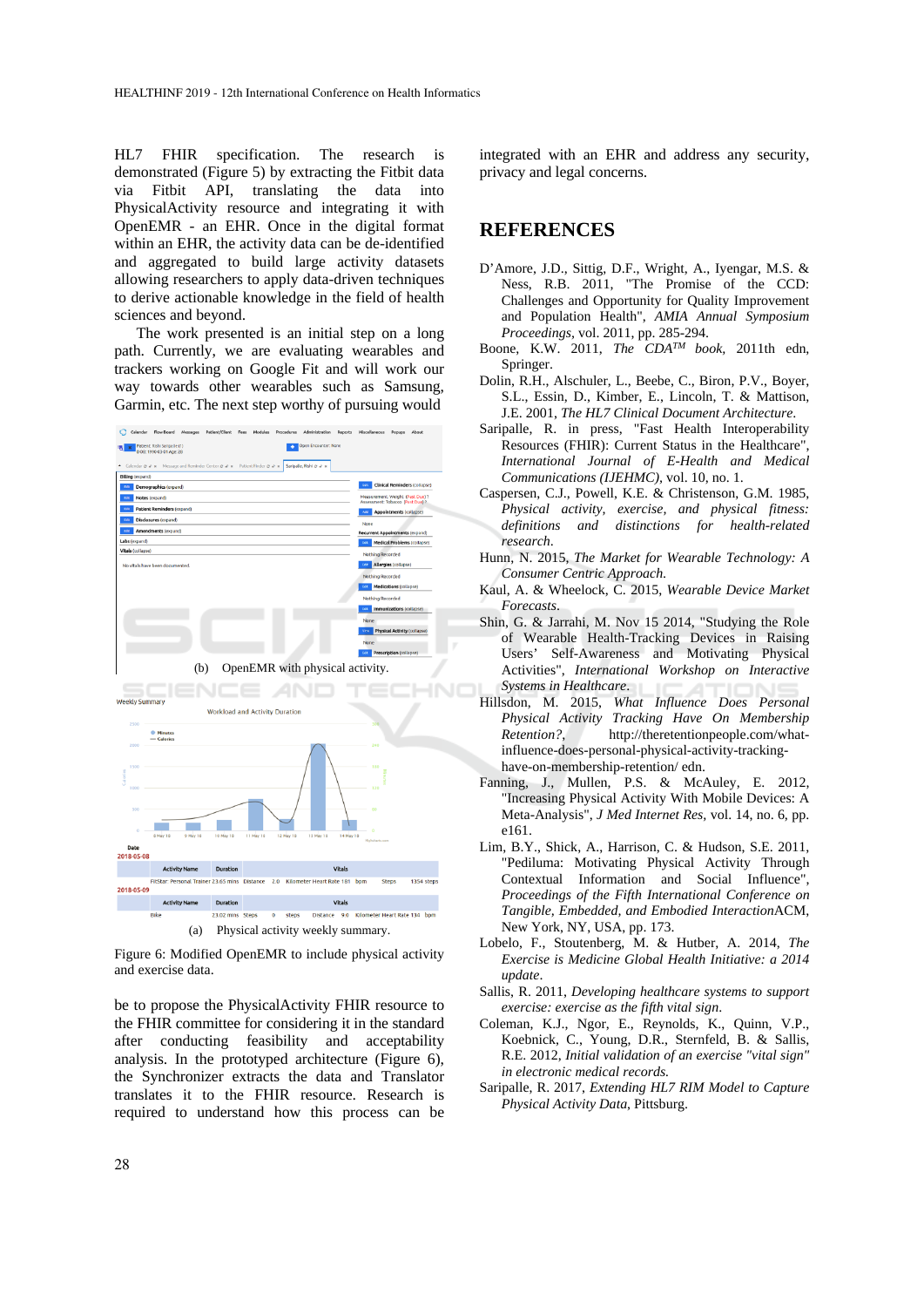HL7 FHIR specification. The research is demonstrated (Figure 5) by extracting the Fitbit data via Fitbit API, translating the data into PhysicalActivity resource and integrating it with OpenEMR - an EHR. Once in the digital format within an EHR, the activity data can be de-identified and aggregated to build large activity datasets allowing researchers to apply data-driven techniques to derive actionable knowledge in the field of health sciences and beyond.

The work presented is an initial step on a long path. Currently, we are evaluating wearables and trackers working on Google Fit and will work our way towards other wearables such as Samsung, Garmin, etc. The next step worthy of pursuing would

(b) OpenEMR with physical activity.

(a) Physical activity weekly summary.

Figure 6: Modified OpenEMR to include physical activity and exercise data.

be to propose the PhysicalActivity FHIR resource to the FHIR committee for considering it in the standard after conducting feasibility and acceptability analysis. In the prototyped architecture (Figure 6), the Synchronizer extracts the data and Translator translates it to the FHIR resource. Research is required to understand how this process can be integrated with an EHR and address any security, privacy and legal concerns.

## REFERENCES

D'Amore, J.D., Sittig, D.F., Wright, A., Iyengar, M.S. & Ness, R.B. 2011, "The Promise of the CCD: Challenges and Opportunity for Quality Improvement and Population Health", *AMIA Annual Symposium Proceedings*, vol. 2011, pp. 285-294.

Boone, K.W. 2011, *The CDA™ book*, 2011th edn, Springer.

Dolin, R.H., Alschuler, L., Beebe, C., Biron, P.V., Boyer, S.L., Essin, D., Kimber, E., Lincoln, T. & Mattison, J.E. 2001, *The HL7 Clinical Document Architecture*.

Saripalle, R. in press, "Fast Health Interoperability Resources (FHIR): Current Status in the Healthcare", *International Journal of E-Health and Medical Communications (IJEHMC)*, vol. 10, no. 1.

Caspersen, C.J., Powell, K.E. & Christenson, G.M. 1985, *Physical activity, exercise, and physical fitness: definitions and distinctions for health-related research*.

Hunn, N. 2015, *The Market for Wearable Technology: A Consumer Centric Approach*.

Kaul, A. & Wheelock, C. 2015, *Wearable Device Market Forecasts*.

Shin, G. & Jarrahi, M. Nov 15 2014, "Studying the Role of Wearable Health-Tracking Devices in Raising Users' Self-Awareness and Motivating Physical Activities", *International Workshop on Interactive Systems in Healthcare*.

Hillsdon, M. 2015, *What Influence Does Personal Physical Activity Tracking Have On Membership Retention?*, http://theretentionpeople.com/what-influence-does-personal-physical-activity-tracking-have-on-membership-retention/ edn.

Fanning, J., Mullen, P.S. & McAuley, E. 2012, "Increasing Physical Activity With Mobile Devices: A Meta-Analysis", *J Med Internet Res*, vol. 14, no. 6, pp. e161.

Lim, B.Y., Shick, A., Harrison, C. & Hudson, S.E. 2011, "Pediluma: Motivating Physical Activity Through Contextual Information and Social Influence", *Proceedings of the Fifth International Conference on Tangible, Embedded, and Embodied Interaction*ACM, New York, NY, USA, pp. 173.

Lobelo, F., Stoutenberg, M. & Hutber, A. 2014, *The Exercise is Medicine Global Health Initiative: a 2014 update*.

Sallis, R. 2011, *Developing healthcare systems to support exercise: exercise as the fifth vital sign*.

Coleman, K.J., Ngor, E., Reynolds, K., Quinn, V.P., Koebnick, C., Young, D.R., Sternfeld, B. & Sallis, R.E. 2012, *Initial validation of an exercise "vital sign" in electronic medical records*.

Saripalle, R. 2017, *Extending HL7 RIM Model to Capture Physical Activity Data*, Pittsburg.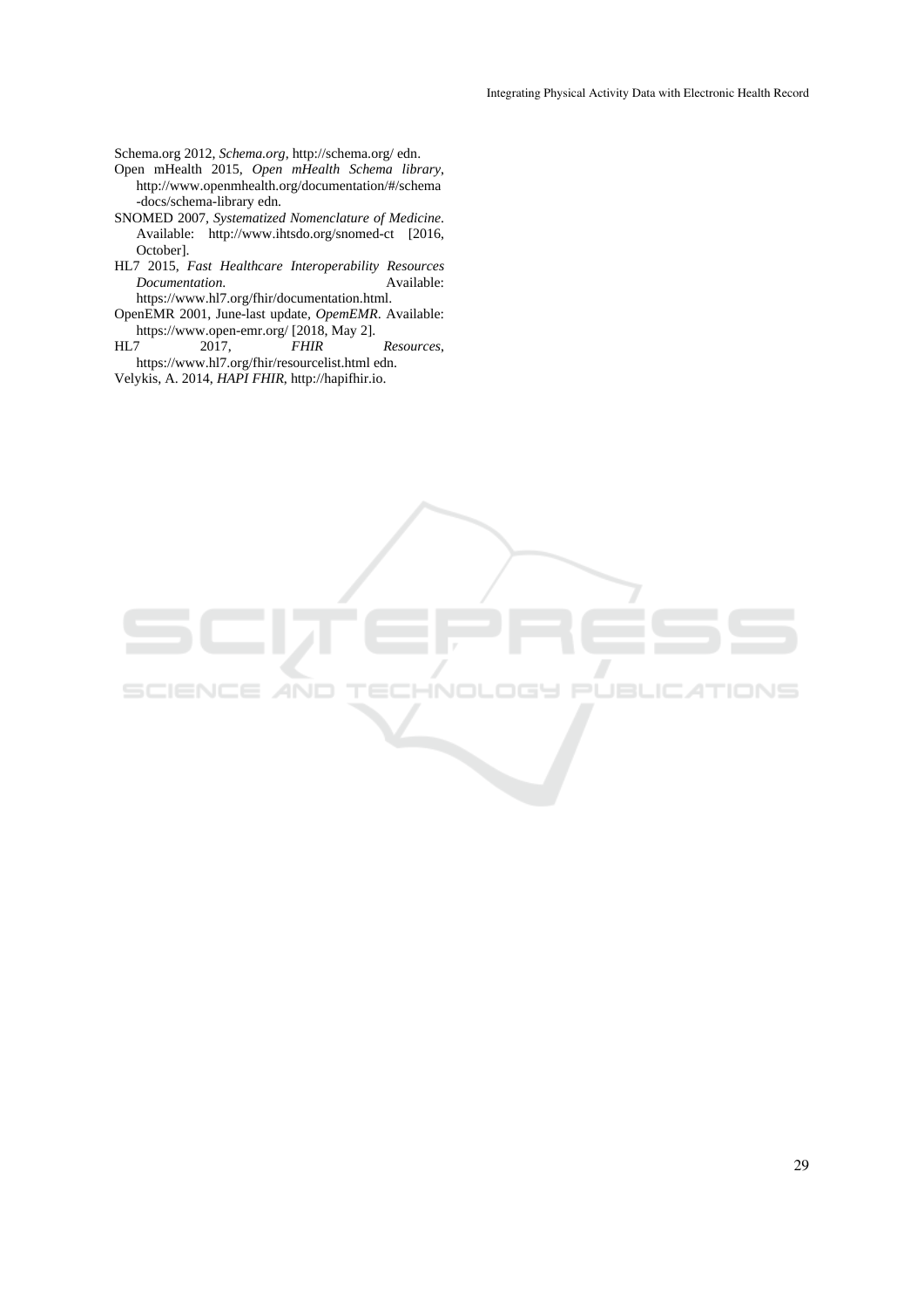Schema.org 2012, *Schema.org*, http://schema.org/ edn.

Open mHealth 2015, *Open mHealth Schema library*, http://www.openmhealth.org/documentation/#/schema-docs/schema-library edn.

SNOMED 2007, *Systematized Nomenclature of Medicine*. Available: http://www.ihtsdo.org/snomed-ct [2016, October].

HL7 2015, *Fast Healthcare Interoperability Resources Documentation*. Available: https://www.hl7.org/fhir/documentation.html.

OpenEMR 2001, June-last update, *OpemEMR*. Available: https://www.open-emr.org/ [2018, May 2].

HL7 2017, *FHIR Resources*, https://www.hl7.org/fhir/resourcelist.html edn.

Velykis, A. 2014, *HAPI FHIR*, http://hapifhir.io.